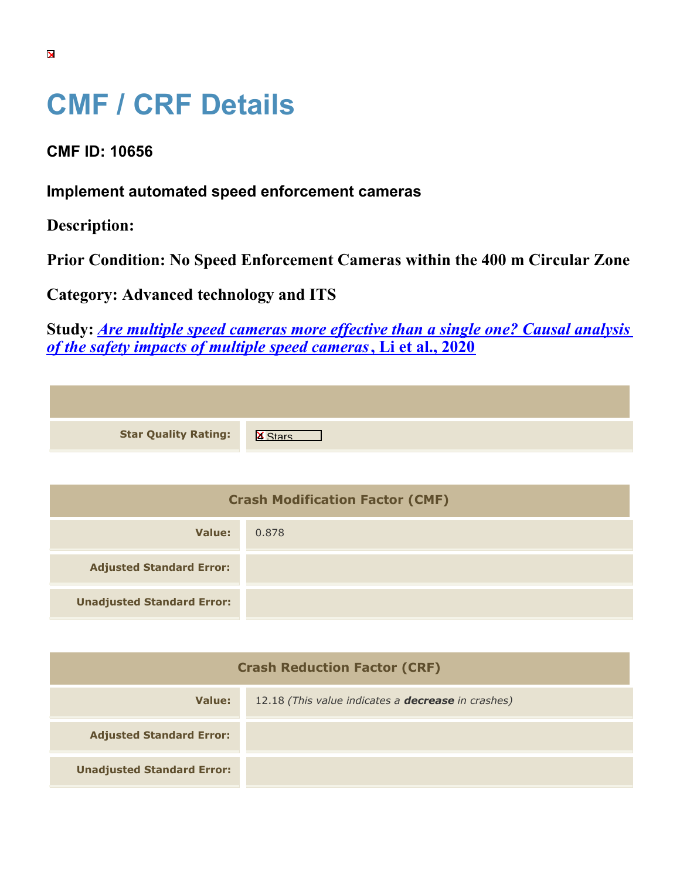# CMF / CRF Details

## CMF ID: 10656

### Implement automated speed enforcement cameras

**Description:**

**Prior Condition: No Speed Enforcement Cameras within the 400 m Circular Zone**

**Category: Advanced technology and ITS**

**Study:** ***Are multiple speed cameras more effective than a single one? Causal analysis of the safety impacts of multiple speed cameras*, Li et al., 2020**

| | |
|---|---|
| **Star Quality Rating:** | 4 Stars |

| Crash Modification Factor (CMF) | |
|---|---|
| **Value:** | 0.878 |
| **Adjusted Standard Error:** | |
| **Unadjusted Standard Error:** | |

| Crash Reduction Factor (CRF) | |
|---|---|
| **Value:** | 12.18 *(This value indicates a **decrease** in crashes)* |
| **Adjusted Standard Error:** | |
| **Unadjusted Standard Error:** | |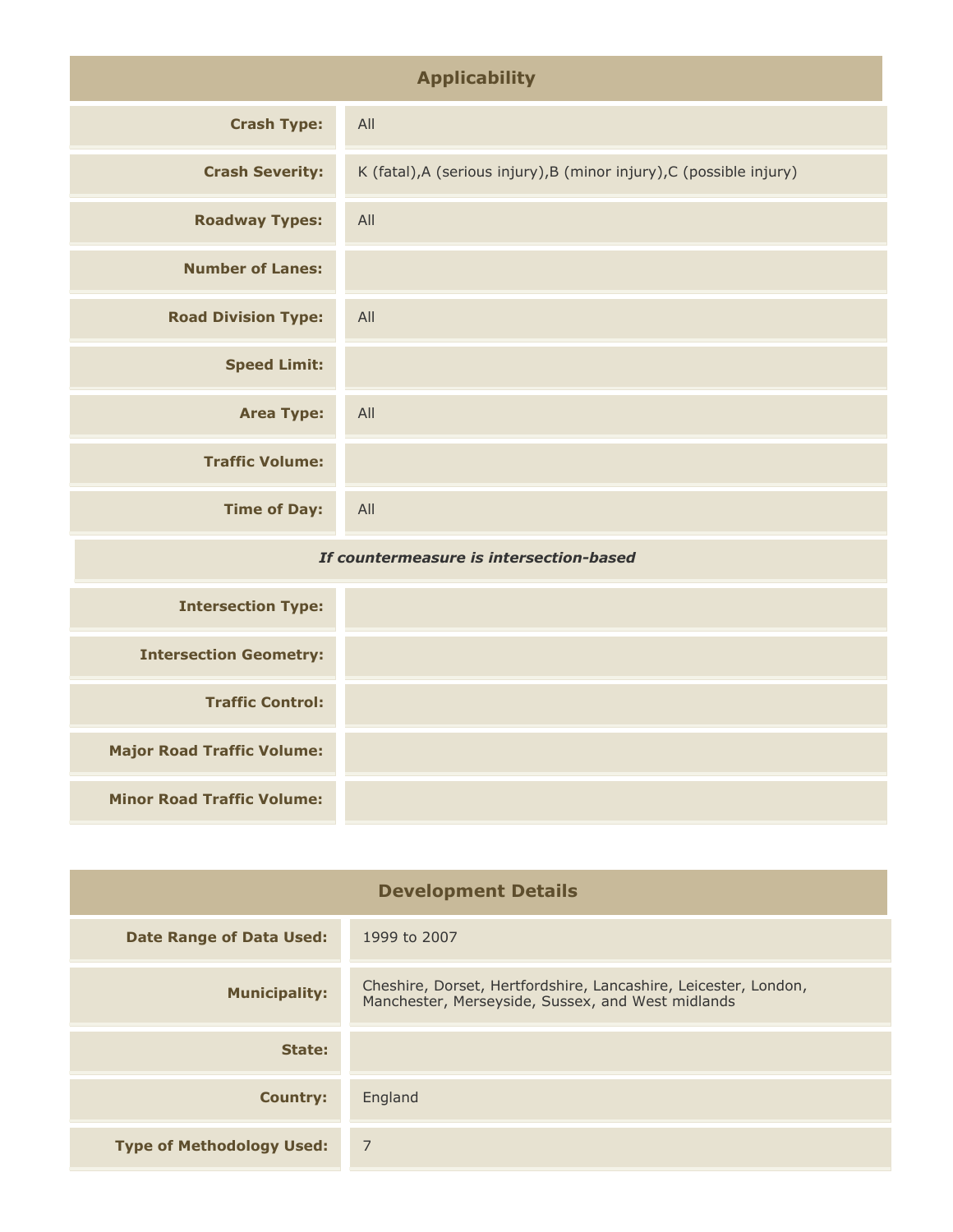## Applicability

| | |
|---|---|
| **Crash Type:** | All |
| **Crash Severity:** | K (fatal),A (serious injury),B (minor injury),C (possible injury) |
| **Roadway Types:** | All |
| **Number of Lanes:** | |
| **Road Division Type:** | All |
| **Speed Limit:** | |
| **Area Type:** | All |
| **Traffic Volume:** | |
| **Time of Day:** | All |
| ***If countermeasure is intersection-based*** | |
| **Intersection Type:** | |
| **Intersection Geometry:** | |
| **Traffic Control:** | |
| **Major Road Traffic Volume:** | |
| **Minor Road Traffic Volume:** | |

## Development Details

| | |
|---|---|
| **Date Range of Data Used:** | 1999 to 2007 |
| **Municipality:** | Cheshire, Dorset, Hertfordshire, Lancashire, Leicester, London, Manchester, Merseyside, Sussex, and West midlands |
| **State:** | |
| **Country:** | England |
| **Type of Methodology Used:** | 7 |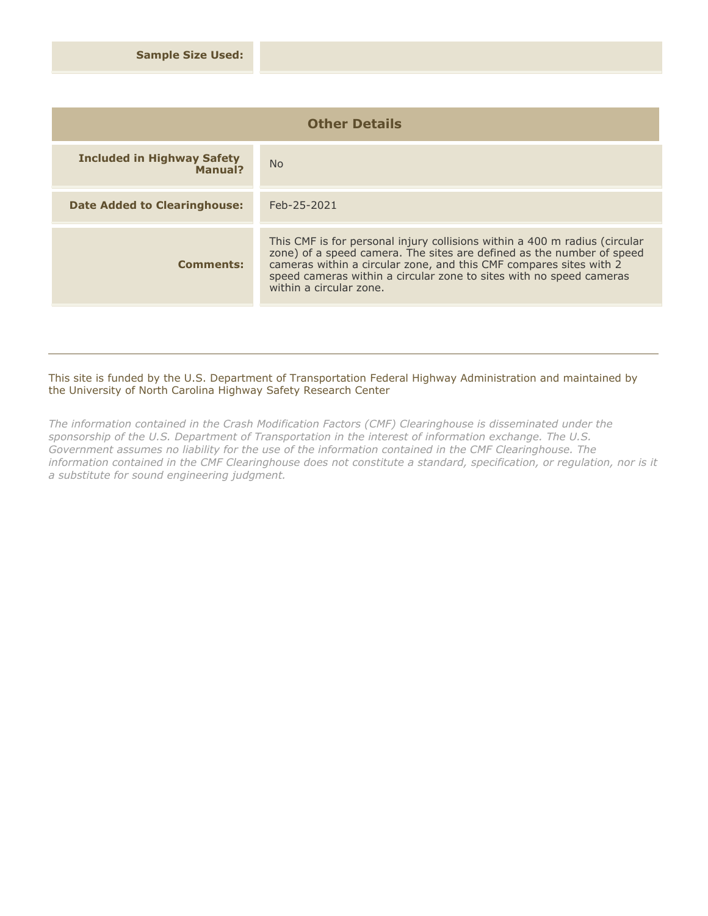| | |
|---|---|
| **Sample Size Used:** | |

## Other Details

| | |
|---|---|
| **Included in Highway Safety Manual?** | No |
| **Date Added to Clearinghouse:** | Feb-25-2021 |
| **Comments:** | This CMF is for personal injury collisions within a 400 m radius (circular zone) of a speed camera. The sites are defined as the number of speed cameras within a circular zone, and this CMF compares sites with 2 speed cameras within a circular zone to sites with no speed cameras within a circular zone. |

---

This site is funded by the U.S. Department of Transportation Federal Highway Administration and maintained by the University of North Carolina Highway Safety Research Center

*The information contained in the Crash Modification Factors (CMF) Clearinghouse is disseminated under the sponsorship of the U.S. Department of Transportation in the interest of information exchange. The U.S. Government assumes no liability for the use of the information contained in the CMF Clearinghouse. The information contained in the CMF Clearinghouse does not constitute a standard, specification, or regulation, nor is it a substitute for sound engineering judgment.*